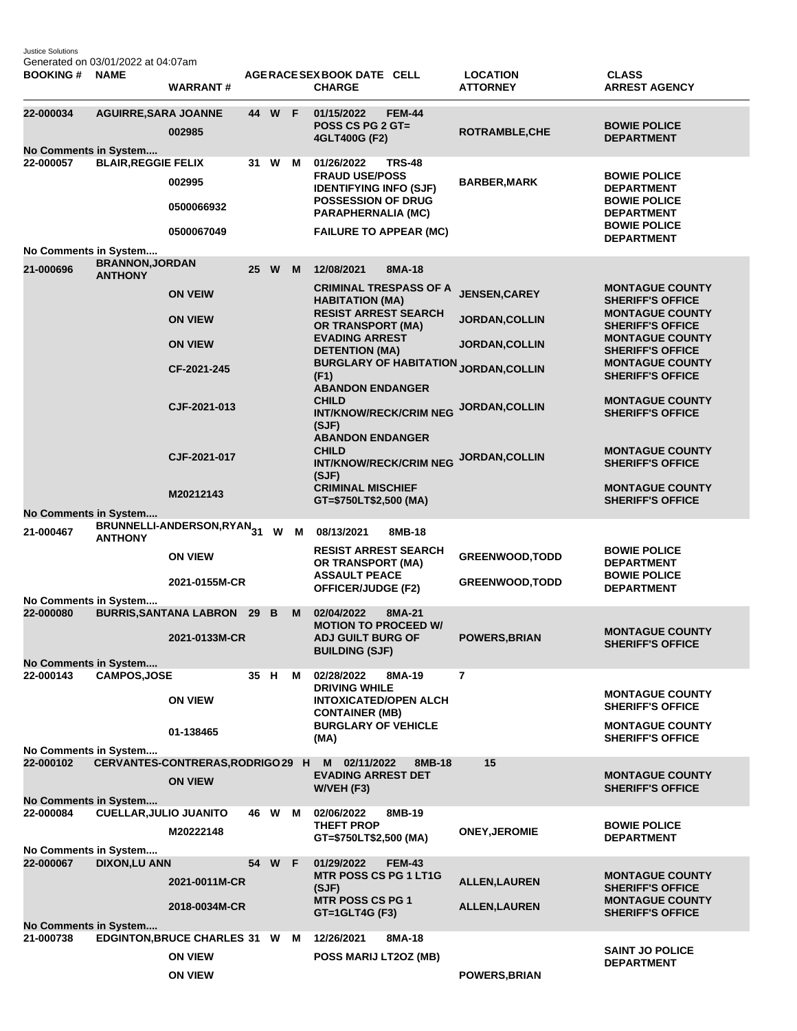Justice Solutions
Generated on 03/01/2022 at 04:07am

| BOOKING # | NAME | WARRANT # | AGE | RACE | SEX | BOOK DATE | CELL | CHARGE | LOCATION | ATTORNEY | CLASS | ARREST AGENCY |
|---|---|---|---|---|---|---|---|---|---|---|---|---|
| 22-000034 | AGUIRRE,SARA JOANNE | | 44 | W | F | 01/15/2022 | FEM-44 | | | | | |
| | | 002985 | | | | | | POSS CS PG 2 GT= 4GLT400G (F2) | | ROTRAMBLE,CHE | | BOWIE POLICE DEPARTMENT |
| No Comments in System.... | | | | | | | | | | | | |
| 22-000057 | BLAIR,REGGIE FELIX | | 31 | W | M | 01/26/2022 | TRS-48 | | | | | |
| | | 002995 | | | | | | FRAUD USE/POSS IDENTIFYING INFO (SJF) | | BARBER,MARK | | BOWIE POLICE DEPARTMENT |
| | | 0500066932 | | | | | | POSSESSION OF DRUG PARAPHERNALIA (MC) | | | | BOWIE POLICE DEPARTMENT |
| | | 0500067049 | | | | | | FAILURE TO APPEAR (MC) | | | | BOWIE POLICE DEPARTMENT |
| No Comments in System.... | | | | | | | | | | | | |
| 21-000696 | BRANNON,JORDAN ANTHONY | | 25 | W | M | 12/08/2021 | 8MA-18 | | | | | |
| | | ON VEIW | | | | | | CRIMINAL TRESPASS OF A HABITATION (MA) | | JENSEN,CAREY | | MONTAGUE COUNTY SHERIFF'S OFFICE |
| | | ON VIEW | | | | | | RESIST ARREST SEARCH OR TRANSPORT (MA) | | JORDAN,COLLIN | | MONTAGUE COUNTY SHERIFF'S OFFICE |
| | | ON VIEW | | | | | | EVADING ARREST DETENTION (MA) | | JORDAN,COLLIN | | MONTAGUE COUNTY SHERIFF'S OFFICE |
| | | CF-2021-245 | | | | | | BURGLARY OF HABITATION (F1) | | JORDAN,COLLIN | | MONTAGUE COUNTY SHERIFF'S OFFICE |
| | | CJF-2021-013 | | | | | | ABANDON ENDANGER CHILD INT/KNOW/RECK/CRIM NEG (SJF) | | JORDAN,COLLIN | | MONTAGUE COUNTY SHERIFF'S OFFICE |
| | | CJF-2021-017 | | | | | | ABANDON ENDANGER CHILD INT/KNOW/RECK/CRIM NEG (SJF) | | JORDAN,COLLIN | | MONTAGUE COUNTY SHERIFF'S OFFICE |
| | | M20212143 | | | | | | CRIMINAL MISCHIEF GT=$750LT$2,500 (MA) | | | | MONTAGUE COUNTY SHERIFF'S OFFICE |
| No Comments in System.... | | | | | | | | | | | | |
| 21-000467 | BRUNNELLI-ANDERSON,RYAN ANTHONY | | 31 | W | M | 08/13/2021 | 8MB-18 | | | | | |
| | | ON VIEW | | | | | | RESIST ARREST SEARCH OR TRANSPORT (MA) | | GREENWOOD,TODD | | BOWIE POLICE DEPARTMENT |
| | | 2021-0155M-CR | | | | | | ASSAULT PEACE OFFICER/JUDGE (F2) | | GREENWOOD,TODD | | BOWIE POLICE DEPARTMENT |
| No Comments in System.... | | | | | | | | | | | | |
| 22-000080 | BURRIS,SANTANA LABRON | | 29 | B | M | 02/04/2022 | 8MA-21 | | | | | |
| | | 2021-0133M-CR | | | | | | MOTION TO PROCEED W/ ADJ GUILT BURG OF BUILDING (SJF) | | POWERS,BRIAN | | MONTAGUE COUNTY SHERIFF'S OFFICE |
| No Comments in System.... | | | | | | | | | | | | |
| 22-000143 | CAMPOS,JOSE | | 35 | H | M | 02/28/2022 | 8MA-19 | | 7 | | | |
| | | ON VIEW | | | | | | DRIVING WHILE INTOXICATED/OPEN ALCH CONTAINER (MB) | | | | MONTAGUE COUNTY SHERIFF'S OFFICE |
| | | 01-138465 | | | | | | BURGLARY OF VEHICLE (MA) | | | | MONTAGUE COUNTY SHERIFF'S OFFICE |
| No Comments in System.... | | | | | | | | | | | | |
| 22-000102 | CERVANTES-CONTRERAS,RODRIGO | | 29 | H | M | 02/11/2022 | 8MB-18 | | 15 | | | |
| | | ON VIEW | | | | | | EVADING ARREST DET W/VEH (F3) | | | | MONTAGUE COUNTY SHERIFF'S OFFICE |
| No Comments in System.... | | | | | | | | | | | | |
| 22-000084 | CUELLAR,JULIO JUANITO | | 46 | W | M | 02/06/2022 | 8MB-19 | | | | | |
| | | M20222148 | | | | | | THEFT PROP GT=$750LT$2,500 (MA) | | ONEY,JEROMIE | | BOWIE POLICE DEPARTMENT |
| No Comments in System.... | | | | | | | | | | | | |
| 22-000067 | DIXON,LU ANN | | 54 | W | F | 01/29/2022 | FEM-43 | | | | | |
| | | 2021-0011M-CR | | | | | | MTR POSS CS PG 1 LT1G (SJF) | | ALLEN,LAUREN | | MONTAGUE COUNTY SHERIFF'S OFFICE |
| | | 2018-0034M-CR | | | | | | MTR POSS CS PG 1 GT=1GLT4G (F3) | | ALLEN,LAUREN | | MONTAGUE COUNTY SHERIFF'S OFFICE |
| No Comments in System.... | | | | | | | | | | | | |
| 21-000738 | EDGINTON,BRUCE CHARLES | | 31 | W | M | 12/26/2021 | 8MA-18 | | | | | |
| | | ON VIEW | | | | | | POSS MARIJ LT2OZ (MB) | | | | SAINT JO POLICE DEPARTMENT |
| | | ON VIEW | | | | | | | | POWERS,BRIAN | | |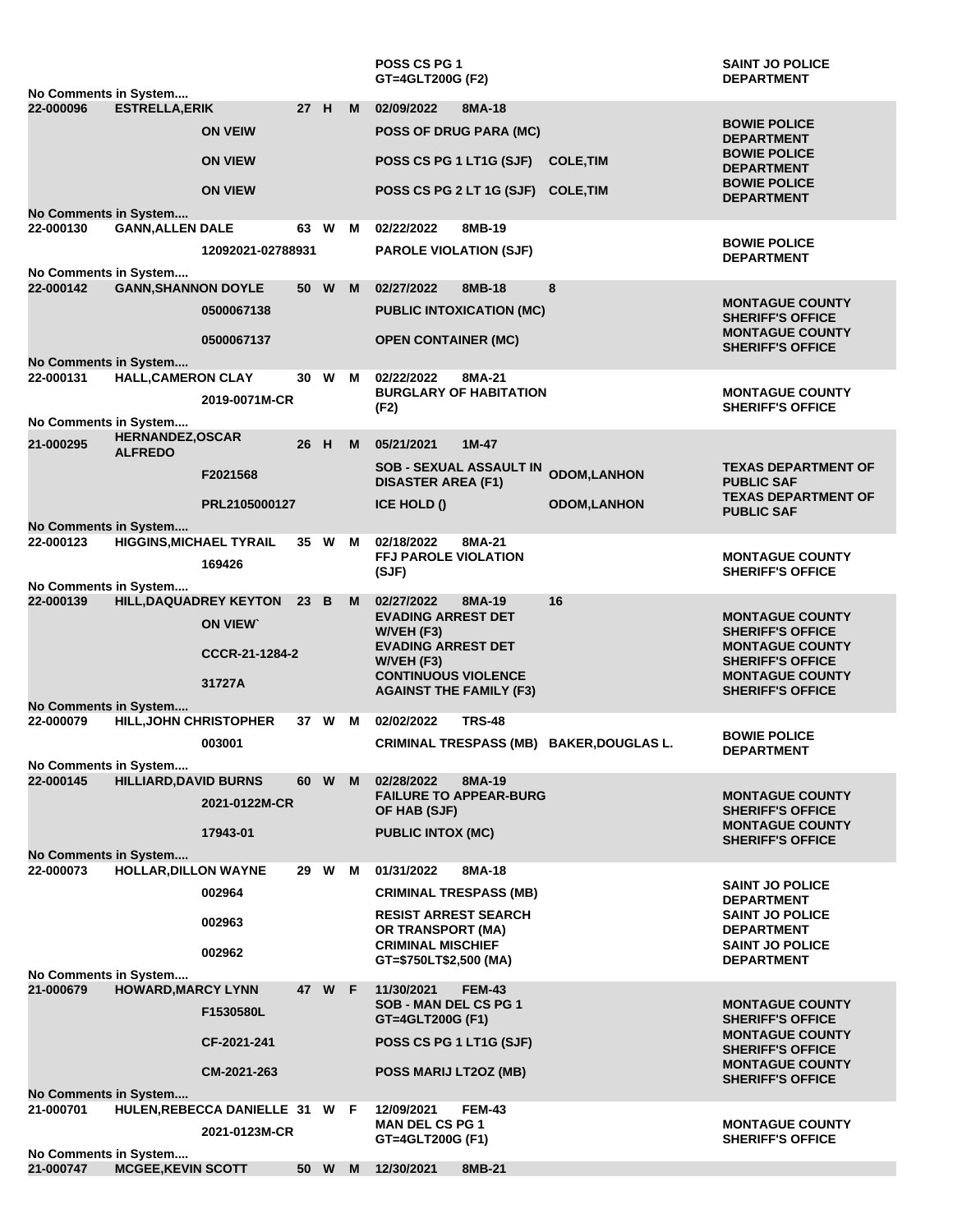| Booking No | Name | Warrant/Case No | Age | Race | Sex | Date / Charge | Location | Bond / Officer | Agency |
|---|---|---|---|---|---|---|---|---|---|
| | | | | | | POSS CS PG 1 GT=4GLT200G (F2) | | | SAINT JO POLICE DEPARTMENT |
| No Comments in System.... | | | | | | | | | |
| 22-000096 | ESTRELLA,ERIK | | 27 | H | M | 02/09/2022 | 8MA-18 | | |
| | | ON VEIW | | | | POSS OF DRUG PARA (MC) | | | BOWIE POLICE DEPARTMENT |
| | | ON VIEW | | | | POSS CS PG 1 LT1G (SJF) | | COLE,TIM | BOWIE POLICE DEPARTMENT |
| | | ON VIEW | | | | POSS CS PG 2 LT 1G (SJF) | | COLE,TIM | BOWIE POLICE DEPARTMENT |
| No Comments in System.... | | | | | | | | | |
| 22-000130 | GANN,ALLEN DALE | | 63 | W | M | 02/22/2022 | 8MB-19 | | |
| | | 12092021-02788931 | | | | PAROLE VIOLATION (SJF) | | | BOWIE POLICE DEPARTMENT |
| No Comments in System.... | | | | | | | | | |
| 22-000142 | GANN,SHANNON DOYLE | | 50 | W | M | 02/27/2022 | 8MB-18 | 8 | |
| | | 0500067138 | | | | PUBLIC INTOXICATION (MC) | | | MONTAGUE COUNTY SHERIFF'S OFFICE |
| | | 0500067137 | | | | OPEN CONTAINER (MC) | | | MONTAGUE COUNTY SHERIFF'S OFFICE |
| No Comments in System.... | | | | | | | | | |
| 22-000131 | HALL,CAMERON CLAY | | 30 | W | M | 02/22/2022 | 8MA-21 | | |
| | | 2019-0071M-CR | | | | BURGLARY OF HABITATION (F2) | | | MONTAGUE COUNTY SHERIFF'S OFFICE |
| No Comments in System.... | | | | | | | | | |
| 21-000295 | HERNANDEZ,OSCAR ALFREDO | | 26 | H | M | 05/21/2021 | 1M-47 | | |
| | | F2021568 | | | | SOB - SEXUAL ASSAULT IN DISASTER AREA (F1) | | ODOM,LANHON | TEXAS DEPARTMENT OF PUBLIC SAF |
| | | PRL2105000127 | | | | ICE HOLD () | | ODOM,LANHON | TEXAS DEPARTMENT OF PUBLIC SAF |
| No Comments in System.... | | | | | | | | | |
| 22-000123 | HIGGINS,MICHAEL TYRAIL | | 35 | W | M | 02/18/2022 | 8MA-21 | | |
| | | 169426 | | | | FFJ PAROLE VIOLATION (SJF) | | | MONTAGUE COUNTY SHERIFF'S OFFICE |
| No Comments in System.... | | | | | | | | | |
| 22-000139 | HILL,DAQUADREY KEYTON | | 23 | B | M | 02/27/2022 | 8MA-19 | 16 | |
| | | ON VIEW` | | | | EVADING ARREST DET W/VEH (F3) | | | MONTAGUE COUNTY SHERIFF'S OFFICE |
| | | CCCR-21-1284-2 | | | | EVADING ARREST DET W/VEH (F3) | | | MONTAGUE COUNTY SHERIFF'S OFFICE |
| | | 31727A | | | | CONTINUOUS VIOLENCE AGAINST THE FAMILY (F3) | | | MONTAGUE COUNTY SHERIFF'S OFFICE |
| No Comments in System.... | | | | | | | | | |
| 22-000079 | HILL,JOHN CHRISTOPHER | | 37 | W | M | 02/02/2022 | TRS-48 | | |
| | | 003001 | | | | CRIMINAL TRESPASS (MB) | | BAKER,DOUGLAS L. | BOWIE POLICE DEPARTMENT |
| No Comments in System.... | | | | | | | | | |
| 22-000145 | HILLIARD,DAVID BURNS | | 60 | W | M | 02/28/2022 | 8MA-19 | | |
| | | 2021-0122M-CR | | | | FAILURE TO APPEAR-BURG OF HAB (SJF) | | | MONTAGUE COUNTY SHERIFF'S OFFICE |
| | | 17943-01 | | | | PUBLIC INTOX (MC) | | | MONTAGUE COUNTY SHERIFF'S OFFICE |
| No Comments in System.... | | | | | | | | | |
| 22-000073 | HOLLAR,DILLON WAYNE | | 29 | W | M | 01/31/2022 | 8MA-18 | | |
| | | 002964 | | | | CRIMINAL TRESPASS (MB) | | | SAINT JO POLICE DEPARTMENT |
| | | 002963 | | | | RESIST ARREST SEARCH OR TRANSPORT (MA) | | | SAINT JO POLICE DEPARTMENT |
| | | 002962 | | | | CRIMINAL MISCHIEF GT=$750LT$2,500 (MA) | | | SAINT JO POLICE DEPARTMENT |
| No Comments in System.... | | | | | | | | | |
| 21-000679 | HOWARD,MARCY LYNN | | 47 | W | F | 11/30/2021 | FEM-43 | | |
| | | F1530580L | | | | SOB - MAN DEL CS PG 1 GT=4GLT200G (F1) | | | MONTAGUE COUNTY SHERIFF'S OFFICE |
| | | CF-2021-241 | | | | POSS CS PG 1 LT1G (SJF) | | | MONTAGUE COUNTY SHERIFF'S OFFICE |
| | | CM-2021-263 | | | | POSS MARIJ LT2OZ (MB) | | | MONTAGUE COUNTY SHERIFF'S OFFICE |
| No Comments in System.... | | | | | | | | | |
| 21-000701 | HULEN,REBECCA DANIELLE | | 31 | W | F | 12/09/2021 | FEM-43 | | |
| | | 2021-0123M-CR | | | | MAN DEL CS PG 1 GT=4GLT200G (F1) | | | MONTAGUE COUNTY SHERIFF'S OFFICE |
| No Comments in System.... | | | | | | | | | |
| 21-000747 | MCGEE,KEVIN SCOTT | | 50 | W | M | 12/30/2021 | 8MB-21 | | |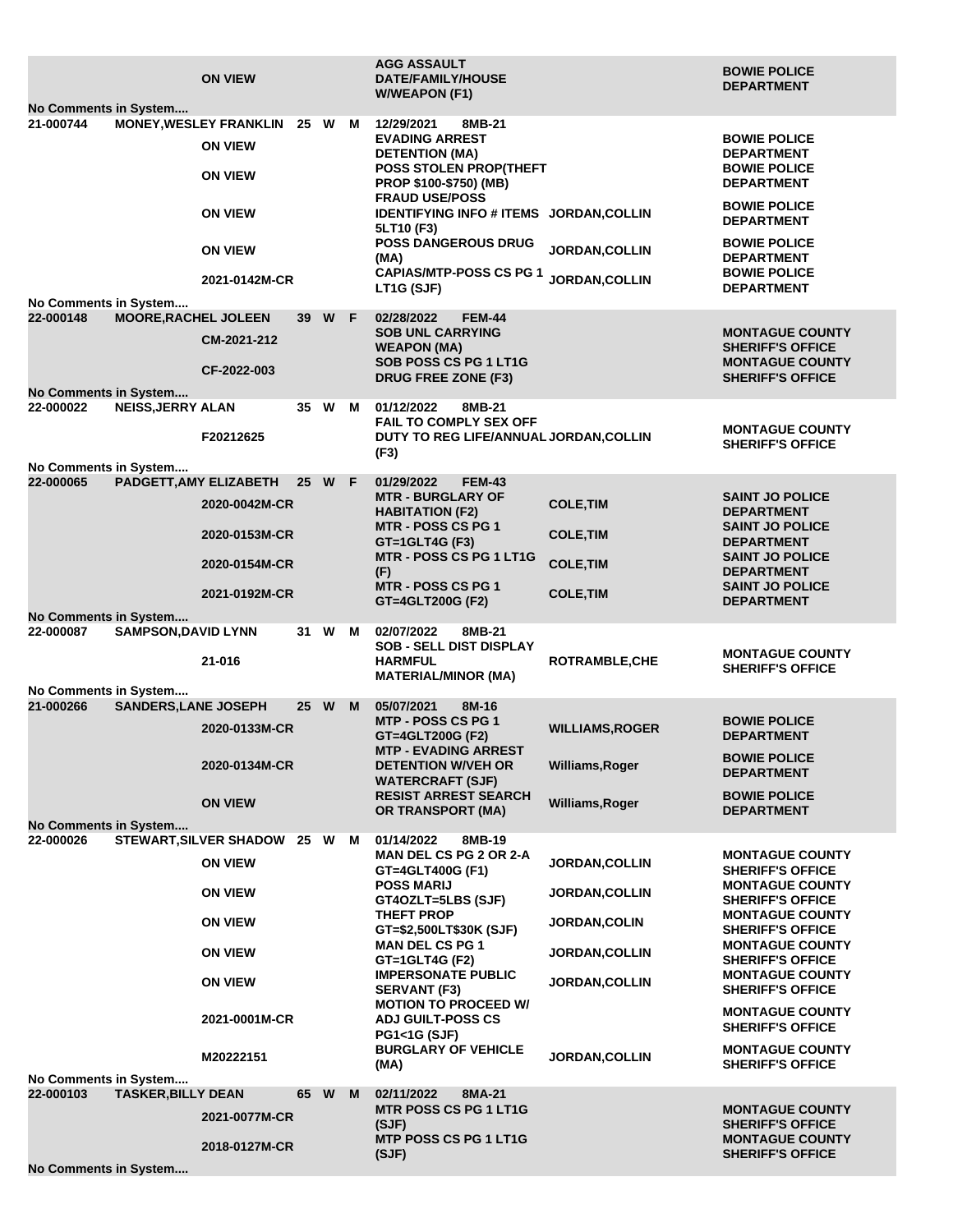| Booking # | Name | | Age | Race | Sex | Date / Cell | | Judge | Agency |
|---|---|---|---|---|---|---|---|---|---|
| | | ON VIEW | | | | AGG ASSAULT DATE/FAMILY/HOUSE W/WEAPON (F1) | | | BOWIE POLICE DEPARTMENT |
| No Comments in System.... | | | | | | | | | |
| 21-000744 | MONEY,WESLEY FRANKLIN | | 25 | W | M | 12/29/2021 | 8MB-21 | | |
| | | ON VIEW | | | | EVADING ARREST DETENTION (MA) | | | BOWIE POLICE DEPARTMENT |
| | | ON VIEW | | | | POSS STOLEN PROP(THEFT PROP $100-$750) (MB) | | | BOWIE POLICE DEPARTMENT |
| | | ON VIEW | | | | FRAUD USE/POSS IDENTIFYING INFO # ITEMS 5LT10 (F3) | | JORDAN,COLLIN | BOWIE POLICE DEPARTMENT |
| | | ON VIEW | | | | POSS DANGEROUS DRUG (MA) | | JORDAN,COLLIN | BOWIE POLICE DEPARTMENT |
| | | 2021-0142M-CR | | | | CAPIAS/MTP-POSS CS PG 1 LT1G (SJF) | | JORDAN,COLLIN | BOWIE POLICE DEPARTMENT |
| No Comments in System.... | | | | | | | | | |
| 22-000148 | MOORE,RACHEL JOLEEN | | 39 | W | F | 02/28/2022 | FEM-44 | | |
| | | CM-2021-212 | | | | SOB UNL CARRYING WEAPON (MA) | | | MONTAGUE COUNTY SHERIFF'S OFFICE |
| | | CF-2022-003 | | | | SOB POSS CS PG 1 LT1G DRUG FREE ZONE (F3) | | | MONTAGUE COUNTY SHERIFF'S OFFICE |
| No Comments in System.... | | | | | | | | | |
| 22-000022 | NEISS,JERRY ALAN | | 35 | W | M | 01/12/2022 | 8MB-21 | | |
| | | F20212625 | | | | FAIL TO COMPLY SEX OFF DUTY TO REG LIFE/ANNUAL (F3) | | JORDAN,COLLIN | MONTAGUE COUNTY SHERIFF'S OFFICE |
| No Comments in System.... | | | | | | | | | |
| 22-000065 | PADGETT,AMY ELIZABETH | | 25 | W | F | 01/29/2022 | FEM-43 | | |
| | | 2020-0042M-CR | | | | MTR - BURGLARY OF HABITATION (F2) | | COLE,TIM | SAINT JO POLICE DEPARTMENT |
| | | 2020-0153M-CR | | | | MTR - POSS CS PG 1 GT=1GLT4G (F3) | | COLE,TIM | SAINT JO POLICE DEPARTMENT |
| | | 2020-0154M-CR | | | | MTR - POSS CS PG 1 LT1G (F) | | COLE,TIM | SAINT JO POLICE DEPARTMENT |
| | | 2021-0192M-CR | | | | MTR - POSS CS PG 1 GT=4GLT200G (F2) | | COLE,TIM | SAINT JO POLICE DEPARTMENT |
| No Comments in System.... | | | | | | | | | |
| 22-000087 | SAMPSON,DAVID LYNN | | 31 | W | M | 02/07/2022 | 8MB-21 | | |
| | | 21-016 | | | | SOB - SELL DIST DISPLAY HARMFUL MATERIAL/MINOR (MA) | | ROTRAMBLE,CHE | MONTAGUE COUNTY SHERIFF'S OFFICE |
| No Comments in System.... | | | | | | | | | |
| 21-000266 | SANDERS,LANE JOSEPH | | 25 | W | M | 05/07/2021 | 8M-16 | | |
| | | 2020-0133M-CR | | | | MTP - POSS CS PG 1 GT=4GLT200G (F2) | | WILLIAMS,ROGER | BOWIE POLICE DEPARTMENT |
| | | 2020-0134M-CR | | | | MTP - EVADING ARREST DETENTION W/VEH OR WATERCRAFT (SJF) | | Williams,Roger | BOWIE POLICE DEPARTMENT |
| | | ON VIEW | | | | RESIST ARREST SEARCH OR TRANSPORT (MA) | | Williams,Roger | BOWIE POLICE DEPARTMENT |
| No Comments in System.... | | | | | | | | | |
| 22-000026 | STEWART,SILVER SHADOW | | 25 | W | M | 01/14/2022 | 8MB-19 | | |
| | | ON VIEW | | | | MAN DEL CS PG 2 OR 2-A GT=4GLT400G (F1) | | JORDAN,COLLIN | MONTAGUE COUNTY SHERIFF'S OFFICE |
| | | ON VIEW | | | | POSS MARIJ GT4OZLT=5LBS (SJF) | | JORDAN,COLLIN | MONTAGUE COUNTY SHERIFF'S OFFICE |
| | | ON VIEW | | | | THEFT PROP GT=$2,500LT$30K (SJF) | | JORDAN,COLIN | MONTAGUE COUNTY SHERIFF'S OFFICE |
| | | ON VIEW | | | | MAN DEL CS PG 1 GT=1GLT4G (F2) | | JORDAN,COLLIN | MONTAGUE COUNTY SHERIFF'S OFFICE |
| | | ON VIEW | | | | IMPERSONATE PUBLIC SERVANT (F3) | | JORDAN,COLLIN | MONTAGUE COUNTY SHERIFF'S OFFICE |
| | | 2021-0001M-CR | | | | MOTION TO PROCEED W/ ADJ GUILT-POSS CS PG1<1G (SJF) | | | MONTAGUE COUNTY SHERIFF'S OFFICE |
| | | M20222151 | | | | BURGLARY OF VEHICLE (MA) | | JORDAN,COLLIN | MONTAGUE COUNTY SHERIFF'S OFFICE |
| No Comments in System.... | | | | | | | | | |
| 22-000103 | TASKER,BILLY DEAN | | 65 | W | M | 02/11/2022 | 8MA-21 | | |
| | | 2021-0077M-CR | | | | MTR POSS CS PG 1 LT1G (SJF) | | | MONTAGUE COUNTY SHERIFF'S OFFICE |
| | | 2018-0127M-CR | | | | MTP POSS CS PG 1 LT1G (SJF) | | | MONTAGUE COUNTY SHERIFF'S OFFICE |
| No Comments in System.... | | | | | | | | | |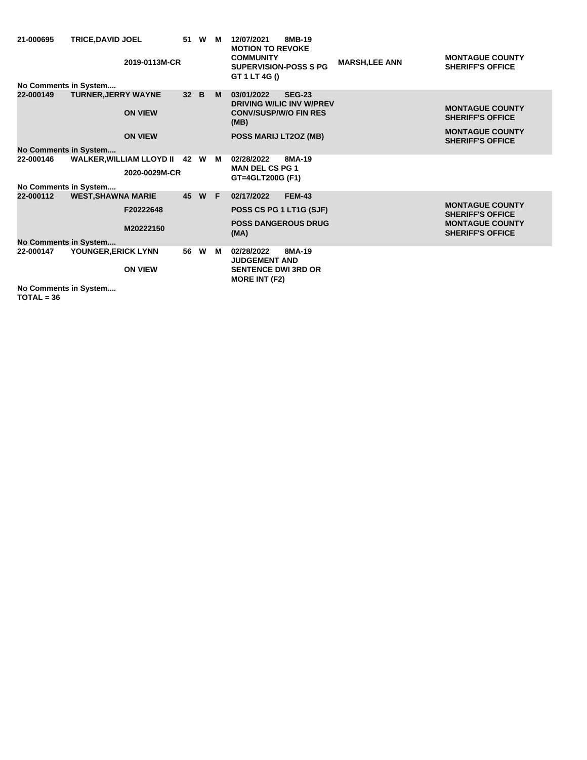| | | | | | | | | |
|---|---|---|---|---|---|---|---|---|
| 21-000695 | TRICE,DAVID JOEL | | 51 | W | M | 12/07/2021 8MB-19 | | |
| | | 2019-0113M-CR | | | | MOTION TO REVOKE COMMUNITY SUPERVISION-POSS S PG GT 1 LT 4G () | MARSH,LEE ANN | MONTAGUE COUNTY SHERIFF'S OFFICE |
| No Comments in System.... | | | | | | | | |
| 22-000149 | TURNER,JERRY WAYNE | | 32 | B | M | 03/01/2022 SEG-23 | | |
| | | ON VIEW | | | | DRIVING W/LIC INV W/PREV CONV/SUSP/W/O FIN RES (MB) | | MONTAGUE COUNTY SHERIFF'S OFFICE |
| | | ON VIEW | | | | POSS MARIJ LT2OZ (MB) | | MONTAGUE COUNTY SHERIFF'S OFFICE |
| No Comments in System.... | | | | | | | | |
| 22-000146 | WALKER,WILLIAM LLOYD II | | 42 | W | M | 02/28/2022 8MA-19 | | |
| | | 2020-0029M-CR | | | | MAN DEL CS PG 1 GT=4GLT200G (F1) | | |
| No Comments in System.... | | | | | | | | |
| 22-000112 | WEST,SHAWNA MARIE | | 45 | W | F | 02/17/2022 FEM-43 | | |
| | | F20222648 | | | | POSS CS PG 1 LT1G (SJF) | | MONTAGUE COUNTY SHERIFF'S OFFICE |
| | | M20222150 | | | | POSS DANGEROUS DRUG (MA) | | MONTAGUE COUNTY SHERIFF'S OFFICE |
| No Comments in System.... | | | | | | | | |
| 22-000147 | YOUNGER,ERICK LYNN | | 56 | W | M | 02/28/2022 8MA-19 | | |
| | | ON VIEW | | | | JUDGEMENT AND SENTENCE DWI 3RD OR MORE INT (F2) | | |
| No Comments in System.... | | | | | | | | |

**TOTAL = 36**